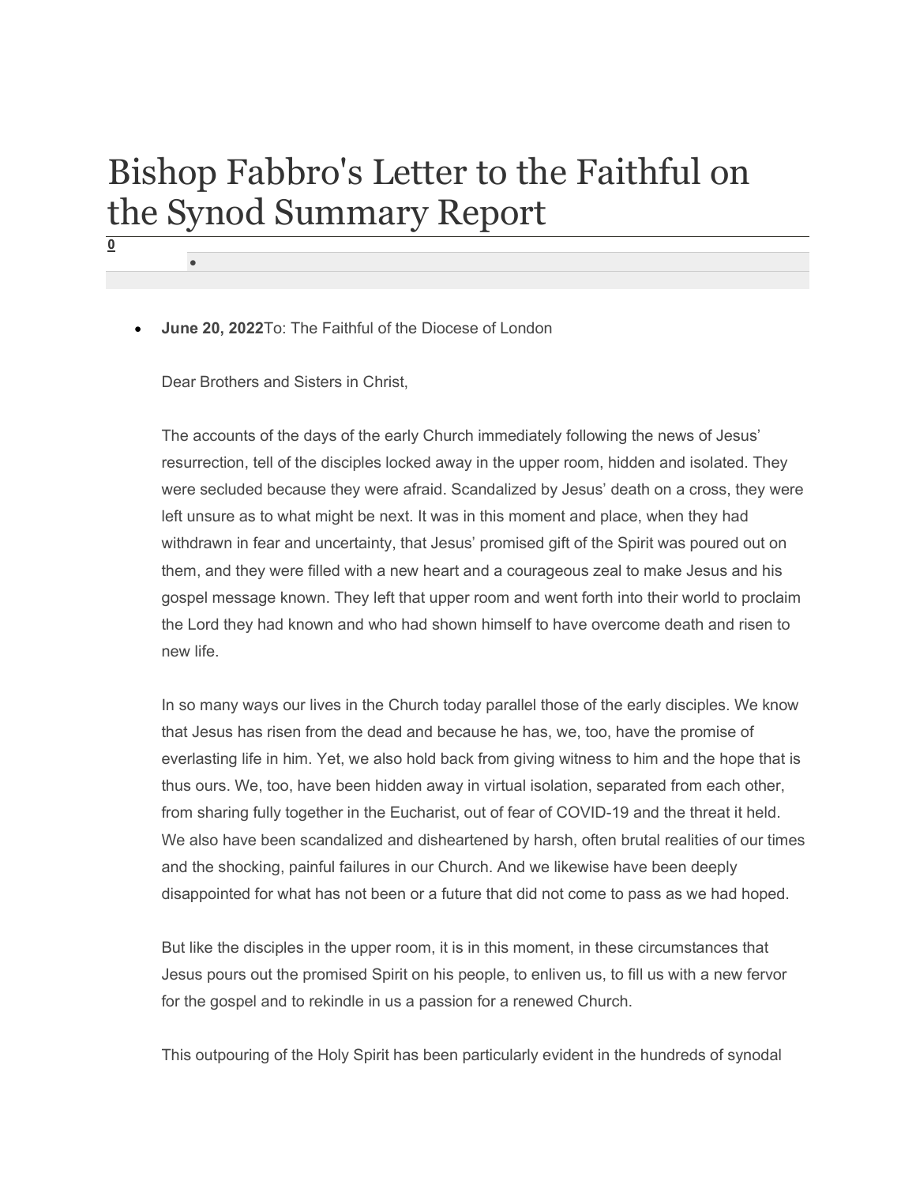# Bishop Fabbro's Letter to the Faithful on the Synod Summary Report

0

- **June 20, 2022**To: The Faithful of the Diocese of London

  Dear Brothers and Sisters in Christ,

  The accounts of the days of the early Church immediately following the news of Jesus' resurrection, tell of the disciples locked away in the upper room, hidden and isolated. They were secluded because they were afraid. Scandalized by Jesus' death on a cross, they were left unsure as to what might be next. It was in this moment and place, when they had withdrawn in fear and uncertainty, that Jesus' promised gift of the Spirit was poured out on them, and they were filled with a new heart and a courageous zeal to make Jesus and his gospel message known. They left that upper room and went forth into their world to proclaim the Lord they had known and who had shown himself to have overcome death and risen to new life.

  In so many ways our lives in the Church today parallel those of the early disciples. We know that Jesus has risen from the dead and because he has, we, too, have the promise of everlasting life in him. Yet, we also hold back from giving witness to him and the hope that is thus ours. We, too, have been hidden away in virtual isolation, separated from each other, from sharing fully together in the Eucharist, out of fear of COVID-19 and the threat it held. We also have been scandalized and disheartened by harsh, often brutal realities of our times and the shocking, painful failures in our Church. And we likewise have been deeply disappointed for what has not been or a future that did not come to pass as we had hoped.

  But like the disciples in the upper room, it is in this moment, in these circumstances that Jesus pours out the promised Spirit on his people, to enliven us, to fill us with a new fervor for the gospel and to rekindle in us a passion for a renewed Church.

  This outpouring of the Holy Spirit has been particularly evident in the hundreds of synodal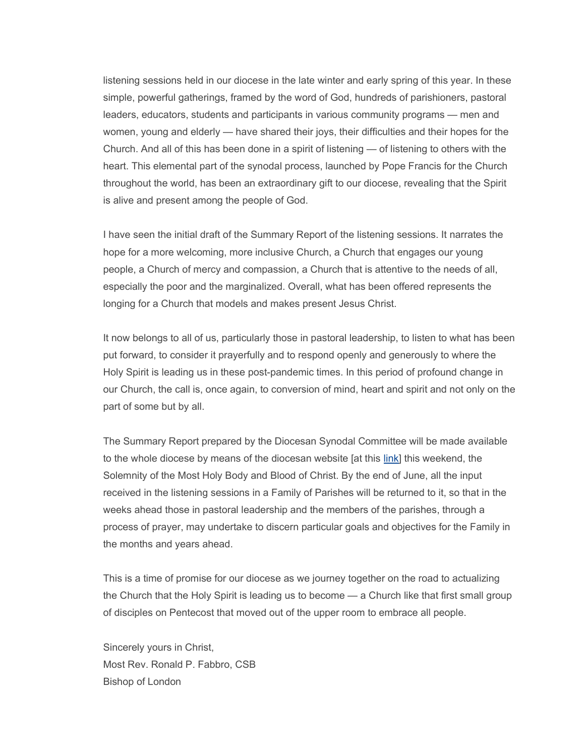listening sessions held in our diocese in the late winter and early spring of this year. In these simple, powerful gatherings, framed by the word of God, hundreds of parishioners, pastoral leaders, educators, students and participants in various community programs — men and women, young and elderly — have shared their joys, their difficulties and their hopes for the Church. And all of this has been done in a spirit of listening — of listening to others with the heart. This elemental part of the synodal process, launched by Pope Francis for the Church throughout the world, has been an extraordinary gift to our diocese, revealing that the Spirit is alive and present among the people of God.

I have seen the initial draft of the Summary Report of the listening sessions. It narrates the hope for a more welcoming, more inclusive Church, a Church that engages our young people, a Church of mercy and compassion, a Church that is attentive to the needs of all, especially the poor and the marginalized. Overall, what has been offered represents the longing for a Church that models and makes present Jesus Christ.

It now belongs to all of us, particularly those in pastoral leadership, to listen to what has been put forward, to consider it prayerfully and to respond openly and generously to where the Holy Spirit is leading us in these post-pandemic times. In this period of profound change in our Church, the call is, once again, to conversion of mind, heart and spirit and not only on the part of some but by all.

The Summary Report prepared by the Diocesan Synodal Committee will be made available to the whole diocese by means of the diocesan website [at this link] this weekend, the Solemnity of the Most Holy Body and Blood of Christ. By the end of June, all the input received in the listening sessions in a Family of Parishes will be returned to it, so that in the weeks ahead those in pastoral leadership and the members of the parishes, through a process of prayer, may undertake to discern particular goals and objectives for the Family in the months and years ahead.

This is a time of promise for our diocese as we journey together on the road to actualizing the Church that the Holy Spirit is leading us to become — a Church like that first small group of disciples on Pentecost that moved out of the upper room to embrace all people.

Sincerely yours in Christ,
Most Rev. Ronald P. Fabbro, CSB
Bishop of London